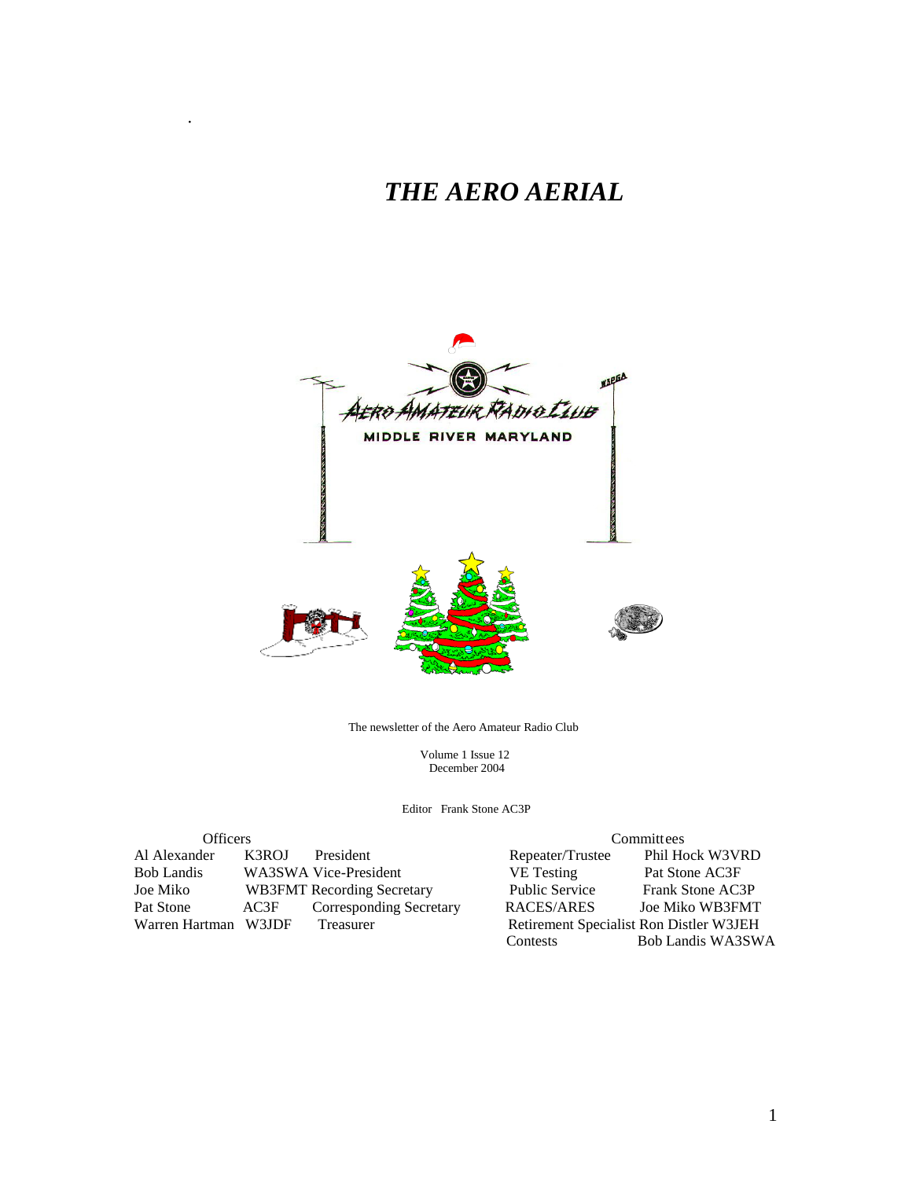# *THE AERO AERIAL*

The newsletter of the Aero Amateur Radio Club

Volume 1 Issue 12
December 2004

Editor Frank Stone AC3P

| Officers | | |
|---|---|---|
| Al Alexander | K3ROJ | President |
| Bob Landis | WA3SWA | Vice-President |
| Joe Miko | WB3FMT | Recording Secretary |
| Pat Stone | AC3F | Corresponding Secretary |
| Warren Hartman | W3JDF | Treasurer |

| Committees | |
|---|---|
| Repeater/Trustee | Phil Hock W3VRD |
| VE Testing | Pat Stone AC3F |
| Public Service | Frank Stone AC3P |
| RACES/ARES | Joe Miko WB3FMT |
| Retirement Specialist | Ron Distler W3JEH |
| Contests | Bob Landis WA3SWA |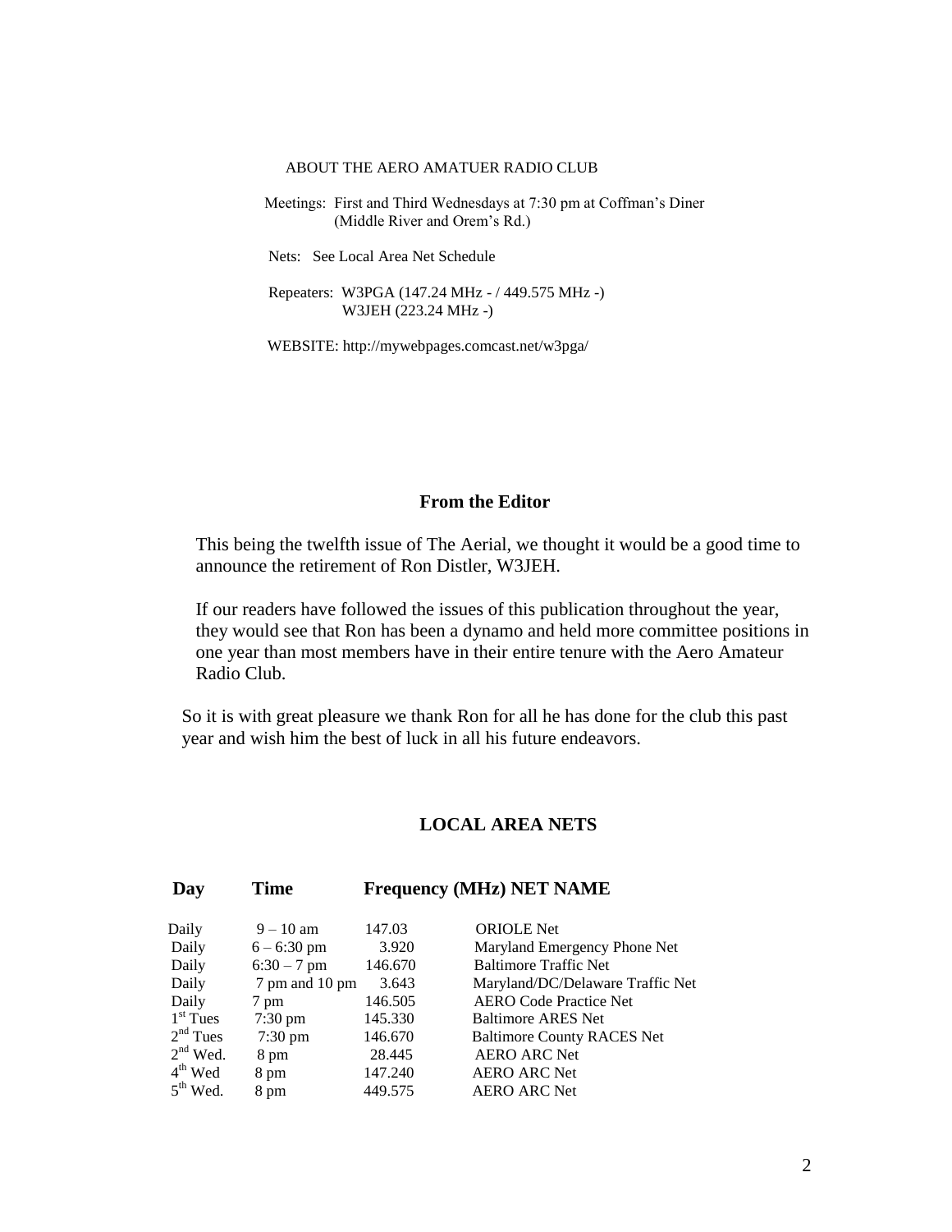## ABOUT THE AERO AMATUER RADIO CLUB

Meetings: First and Third Wednesdays at 7:30 pm at Coffman's Diner (Middle River and Orem's Rd.)

Nets: See Local Area Net Schedule

Repeaters: W3PGA (147.24 MHz - / 449.575 MHz -)
W3JEH (223.24 MHz -)

WEBSITE: http://mywebpages.comcast.net/w3pga/

## From the Editor

This being the twelfth issue of The Aerial, we thought it would be a good time to announce the retirement of Ron Distler, W3JEH.

If our readers have followed the issues of this publication throughout the year, they would see that Ron has been a dynamo and held more committee positions in one year than most members have in their entire tenure with the Aero Amateur Radio Club.

So it is with great pleasure we thank Ron for all he has done for the club this past year and wish him the best of luck in all his future endeavors.

## LOCAL AREA NETS

| Day | Time | Frequency (MHz) | NET NAME |
|---|---|---|---|
| Daily | 9 – 10 am | 147.03 | ORIOLE Net |
| Daily | 6 – 6:30 pm | 3.920 | Maryland Emergency Phone Net |
| Daily | 6:30 – 7 pm | 146.670 | Baltimore Traffic Net |
| Daily | 7 pm and 10 pm | 3.643 | Maryland/DC/Delaware Traffic Net |
| Daily | 7 pm | 146.505 | AERO Code Practice Net |
| 1st Tues | 7:30 pm | 145.330 | Baltimore ARES Net |
| 2nd Tues | 7:30 pm | 146.670 | Baltimore County RACES Net |
| 2nd Wed. | 8 pm | 28.445 | AERO ARC Net |
| 4th Wed | 8 pm | 147.240 | AERO ARC Net |
| 5th Wed. | 8 pm | 449.575 | AERO ARC Net |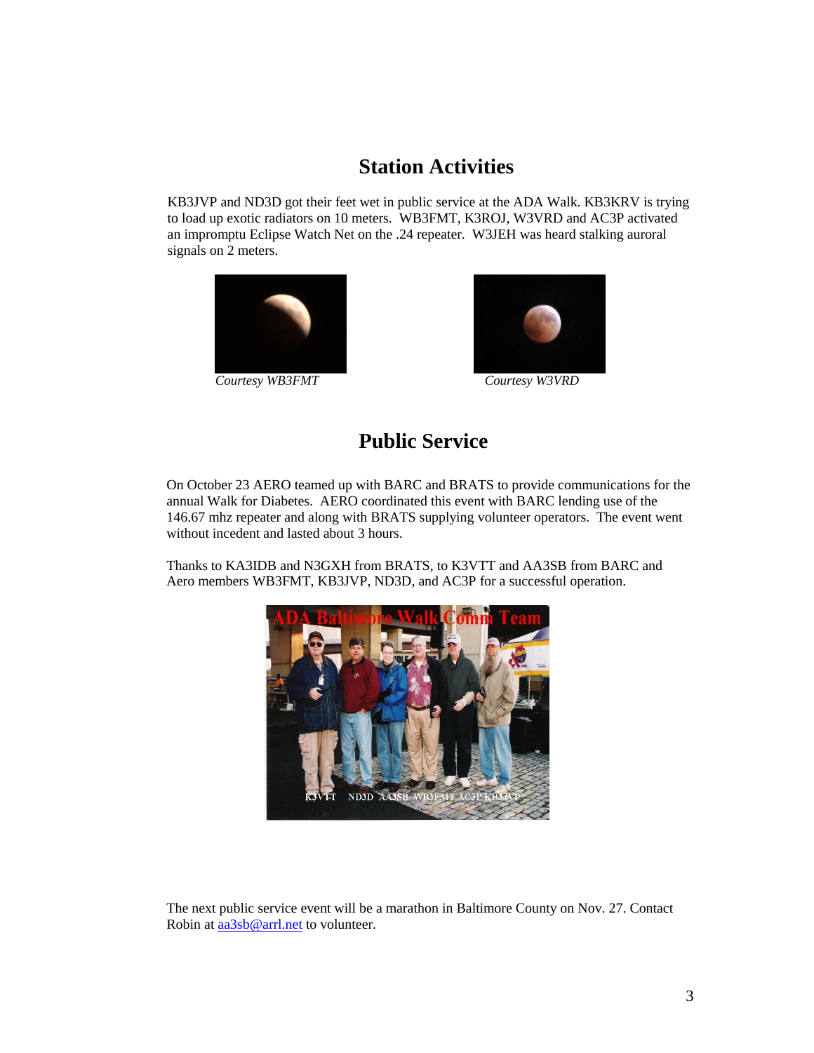## Station Activities

KB3JVP and ND3D got their feet wet in public service at the ADA Walk. KB3KRV is trying to load up exotic radiators on 10 meters. WB3FMT, K3ROJ, W3VRD and AC3P activated an impromptu Eclipse Watch Net on the .24 repeater. W3JEH was heard stalking auroral signals on 2 meters.

*Courtesy WB3FMT*

*Courtesy W3VRD*

## Public Service

On October 23 AERO teamed up with BARC and BRATS to provide communications for the annual Walk for Diabetes. AERO coordinated this event with BARC lending use of the 146.67 mhz repeater and along with BRATS supplying volunteer operators. The event went without incedent and lasted about 3 hours.

Thanks to KA3IDB and N3GXH from BRATS, to K3VTT and AA3SB from BARC and Aero members WB3FMT, KB3JVP, ND3D, and AC3P for a successful operation.

The next public service event will be a marathon in Baltimore County on Nov. 27. Contact Robin at aa3sb@arrl.net to volunteer.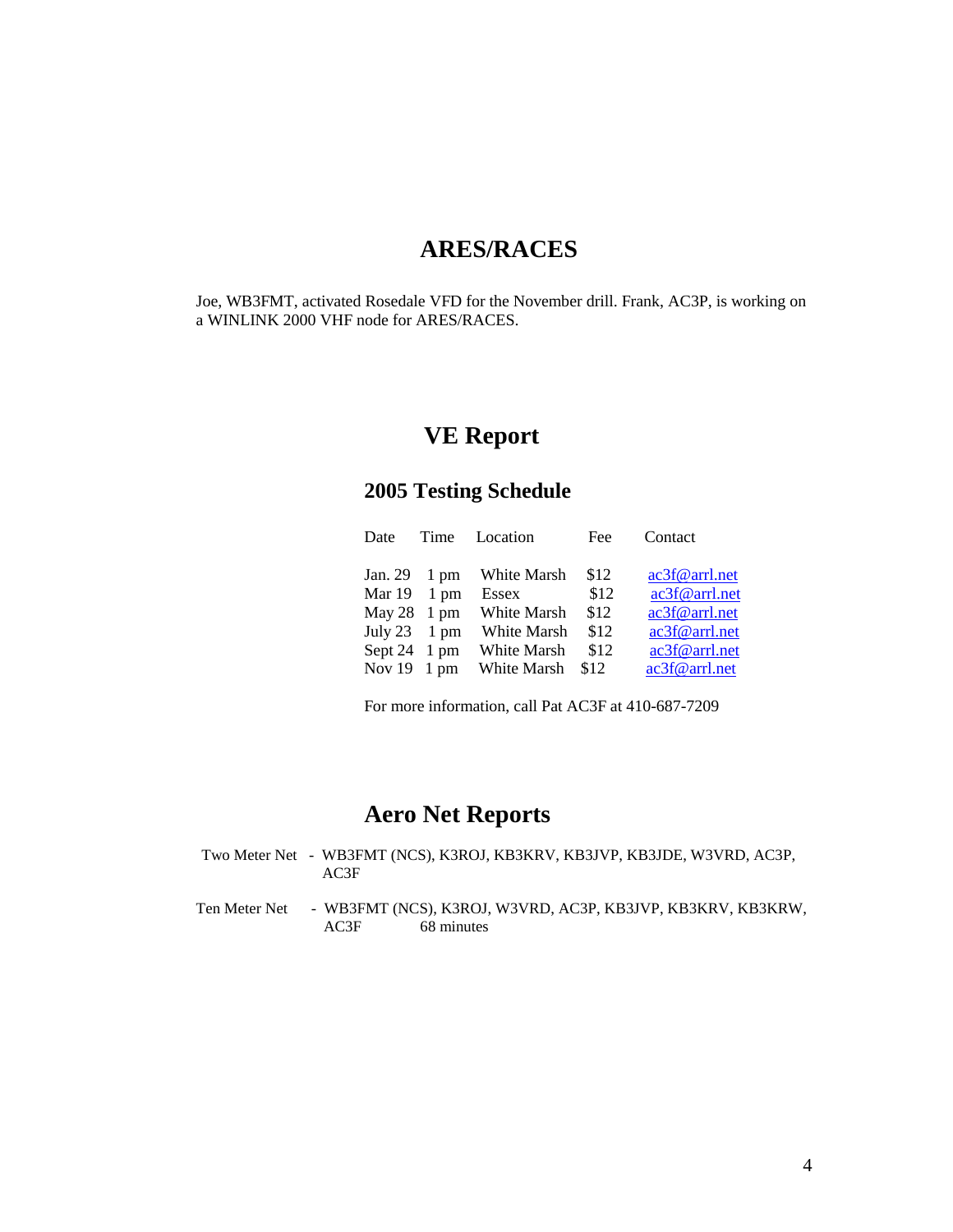## ARES/RACES

Joe, WB3FMT, activated Rosedale VFD for the November drill. Frank, AC3P, is working on a WINLINK 2000 VHF node for ARES/RACES.

## VE Report

### 2005 Testing Schedule

| Date | Time | Location | Fee | Contact |
|---|---|---|---|---|
| Jan. 29 | 1 pm | White Marsh | $12 | ac3f@arrl.net |
| Mar 19 | 1 pm | Essex | $12 | ac3f@arrl.net |
| May 28 | 1 pm | White Marsh | $12 | ac3f@arrl.net |
| July 23 | 1 pm | White Marsh | $12 | ac3f@arrl.net |
| Sept 24 | 1 pm | White Marsh | $12 | ac3f@arrl.net |
| Nov 19 | 1 pm | White Marsh | $12 | ac3f@arrl.net |

For more information, call Pat AC3F at 410-687-7209

## Aero Net Reports

Two Meter Net - WB3FMT (NCS), K3ROJ, KB3KRV, KB3JVP, KB3JDE, W3VRD, AC3P, AC3F

Ten Meter Net - WB3FMT (NCS), K3ROJ, W3VRD, AC3P, KB3JVP, KB3KRV, KB3KRW, AC3F 68 minutes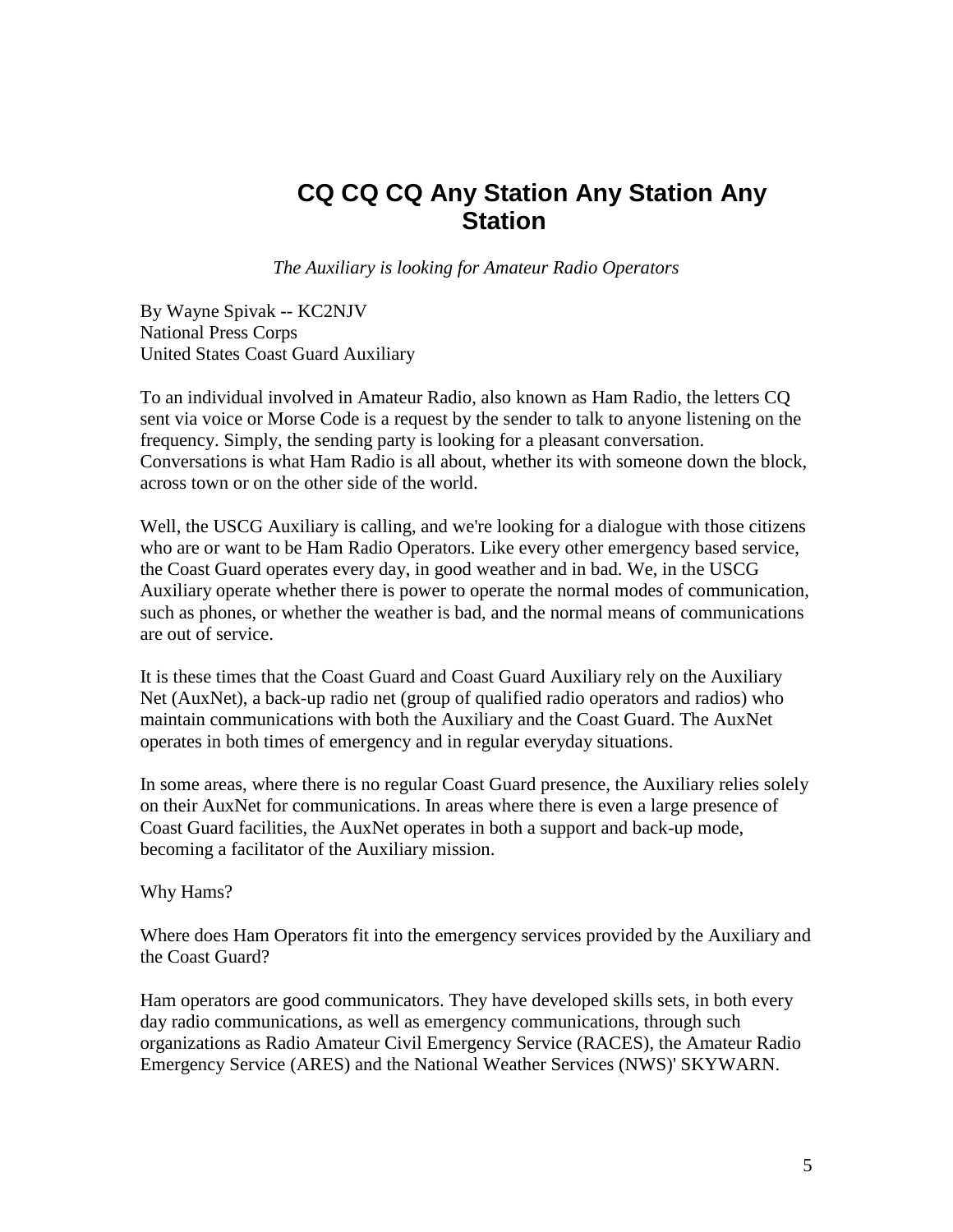# CQ CQ CQ Any Station Any Station Any Station

*The Auxiliary is looking for Amateur Radio Operators*

By Wayne Spivak -- KC2NJV
National Press Corps
United States Coast Guard Auxiliary

To an individual involved in Amateur Radio, also known as Ham Radio, the letters CQ sent via voice or Morse Code is a request by the sender to talk to anyone listening on the frequency. Simply, the sending party is looking for a pleasant conversation. Conversations is what Ham Radio is all about, whether its with someone down the block, across town or on the other side of the world.

Well, the USCG Auxiliary is calling, and we're looking for a dialogue with those citizens who are or want to be Ham Radio Operators. Like every other emergency based service, the Coast Guard operates every day, in good weather and in bad. We, in the USCG Auxiliary operate whether there is power to operate the normal modes of communication, such as phones, or whether the weather is bad, and the normal means of communications are out of service.

It is these times that the Coast Guard and Coast Guard Auxiliary rely on the Auxiliary Net (AuxNet), a back-up radio net (group of qualified radio operators and radios) who maintain communications with both the Auxiliary and the Coast Guard. The AuxNet operates in both times of emergency and in regular everyday situations.

In some areas, where there is no regular Coast Guard presence, the Auxiliary relies solely on their AuxNet for communications. In areas where there is even a large presence of Coast Guard facilities, the AuxNet operates in both a support and back-up mode, becoming a facilitator of the Auxiliary mission.

Why Hams?

Where does Ham Operators fit into the emergency services provided by the Auxiliary and the Coast Guard?

Ham operators are good communicators. They have developed skills sets, in both every day radio communications, as well as emergency communications, through such organizations as Radio Amateur Civil Emergency Service (RACES), the Amateur Radio Emergency Service (ARES) and the National Weather Services (NWS)' SKYWARN.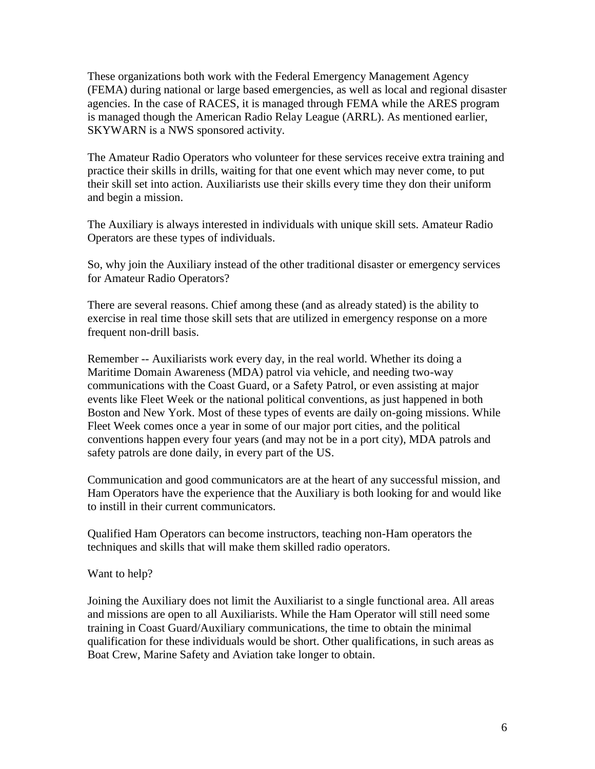These organizations both work with the Federal Emergency Management Agency (FEMA) during national or large based emergencies, as well as local and regional disaster agencies. In the case of RACES, it is managed through FEMA while the ARES program is managed though the American Radio Relay League (ARRL). As mentioned earlier, SKYWARN is a NWS sponsored activity.

The Amateur Radio Operators who volunteer for these services receive extra training and practice their skills in drills, waiting for that one event which may never come, to put their skill set into action. Auxiliarists use their skills every time they don their uniform and begin a mission.

The Auxiliary is always interested in individuals with unique skill sets. Amateur Radio Operators are these types of individuals.

So, why join the Auxiliary instead of the other traditional disaster or emergency services for Amateur Radio Operators?

There are several reasons. Chief among these (and as already stated) is the ability to exercise in real time those skill sets that are utilized in emergency response on a more frequent non-drill basis.

Remember -- Auxiliarists work every day, in the real world. Whether its doing a Maritime Domain Awareness (MDA) patrol via vehicle, and needing two-way communications with the Coast Guard, or a Safety Patrol, or even assisting at major events like Fleet Week or the national political conventions, as just happened in both Boston and New York. Most of these types of events are daily on-going missions. While Fleet Week comes once a year in some of our major port cities, and the political conventions happen every four years (and may not be in a port city), MDA patrols and safety patrols are done daily, in every part of the US.

Communication and good communicators are at the heart of any successful mission, and Ham Operators have the experience that the Auxiliary is both looking for and would like to instill in their current communicators.

Qualified Ham Operators can become instructors, teaching non-Ham operators the techniques and skills that will make them skilled radio operators.

Want to help?

Joining the Auxiliary does not limit the Auxiliarist to a single functional area. All areas and missions are open to all Auxiliarists. While the Ham Operator will still need some training in Coast Guard/Auxiliary communications, the time to obtain the minimal qualification for these individuals would be short. Other qualifications, in such areas as Boat Crew, Marine Safety and Aviation take longer to obtain.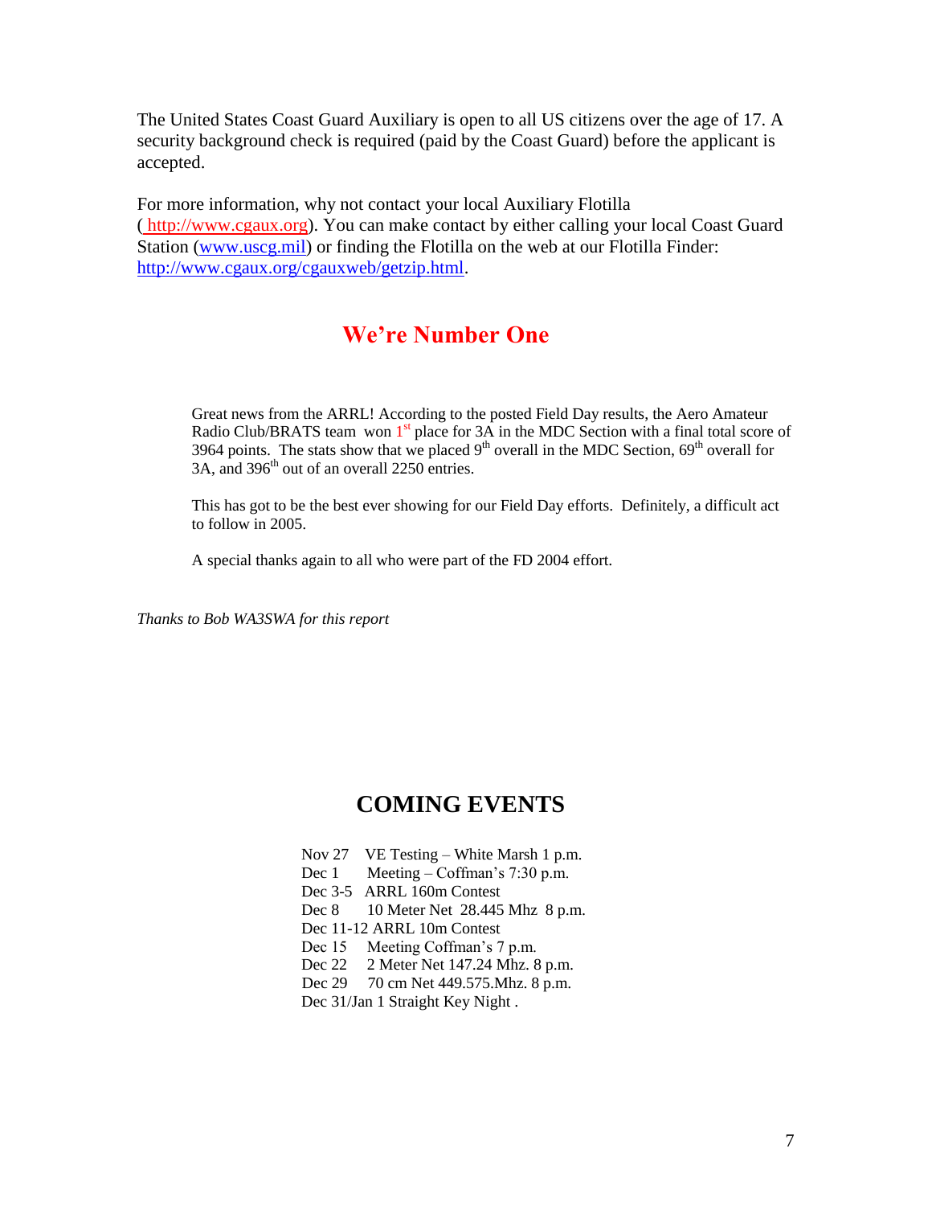The United States Coast Guard Auxiliary is open to all US citizens over the age of 17. A security background check is required (paid by the Coast Guard) before the applicant is accepted.

For more information, why not contact your local Auxiliary Flotilla ( http://www.cgaux.org). You can make contact by either calling your local Coast Guard Station (www.uscg.mil) or finding the Flotilla on the web at our Flotilla Finder: http://www.cgaux.org/cgauxweb/getzip.html.

## We're Number One

Great news from the ARRL! According to the posted Field Day results, the Aero Amateur Radio Club/BRATS team won 1st place for 3A in the MDC Section with a final total score of 3964 points. The stats show that we placed 9th overall in the MDC Section, 69th overall for 3A, and 396th out of an overall 2250 entries.

This has got to be the best ever showing for our Field Day efforts. Definitely, a difficult act to follow in 2005.

A special thanks again to all who were part of the FD 2004 effort.

*Thanks to Bob WA3SWA for this report*

## COMING EVENTS

Nov 27 VE Testing – White Marsh 1 p.m.
Dec 1 Meeting – Coffman's 7:30 p.m.
Dec 3-5 ARRL 160m Contest
Dec 8 10 Meter Net 28.445 Mhz 8 p.m.
Dec 11-12 ARRL 10m Contest
Dec 15 Meeting Coffman's 7 p.m.
Dec 22 2 Meter Net 147.24 Mhz. 8 p.m.
Dec 29 70 cm Net 449.575.Mhz. 8 p.m.
Dec 31/Jan 1 Straight Key Night .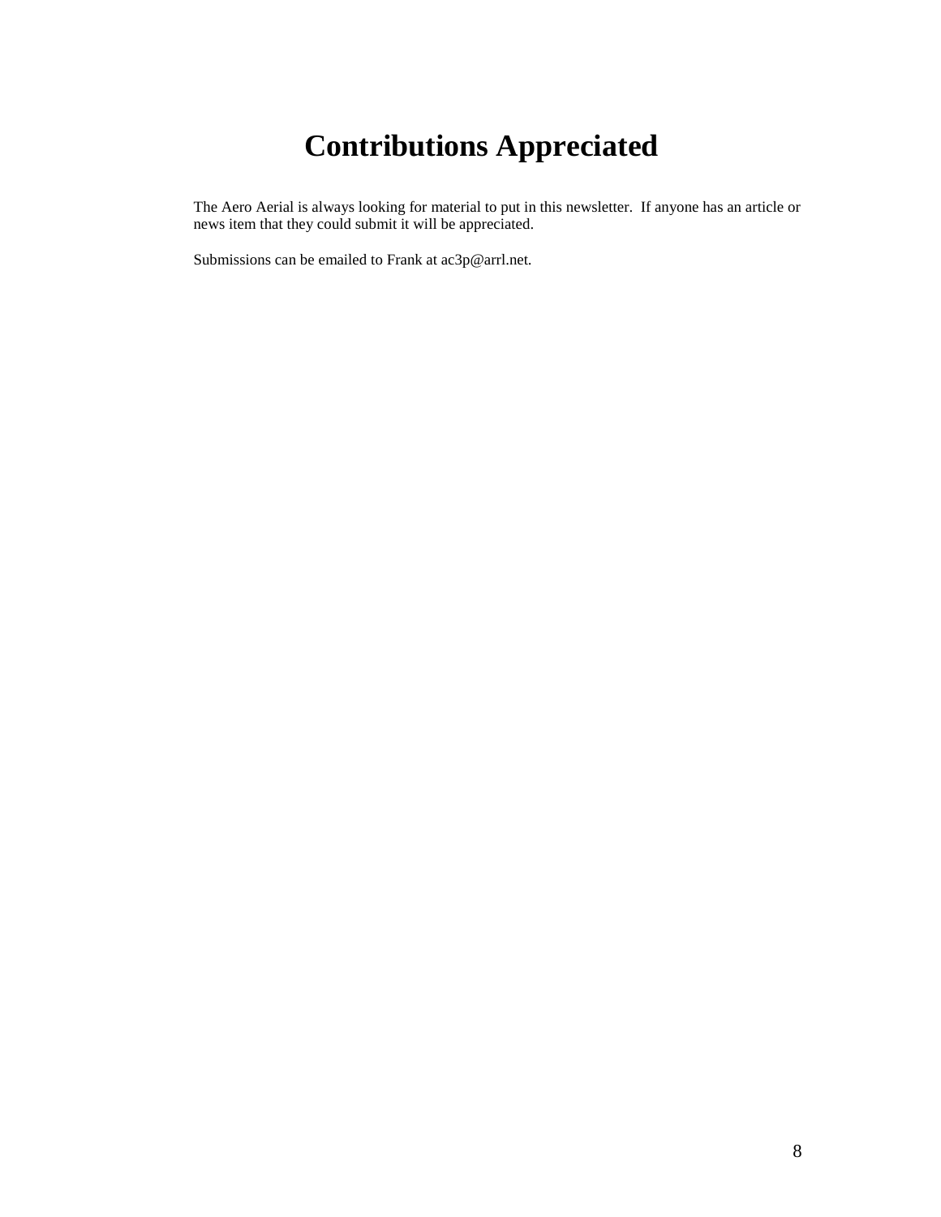# Contributions Appreciated

The Aero Aerial is always looking for material to put in this newsletter. If anyone has an article or news item that they could submit it will be appreciated.

Submissions can be emailed to Frank at ac3p@arrl.net.